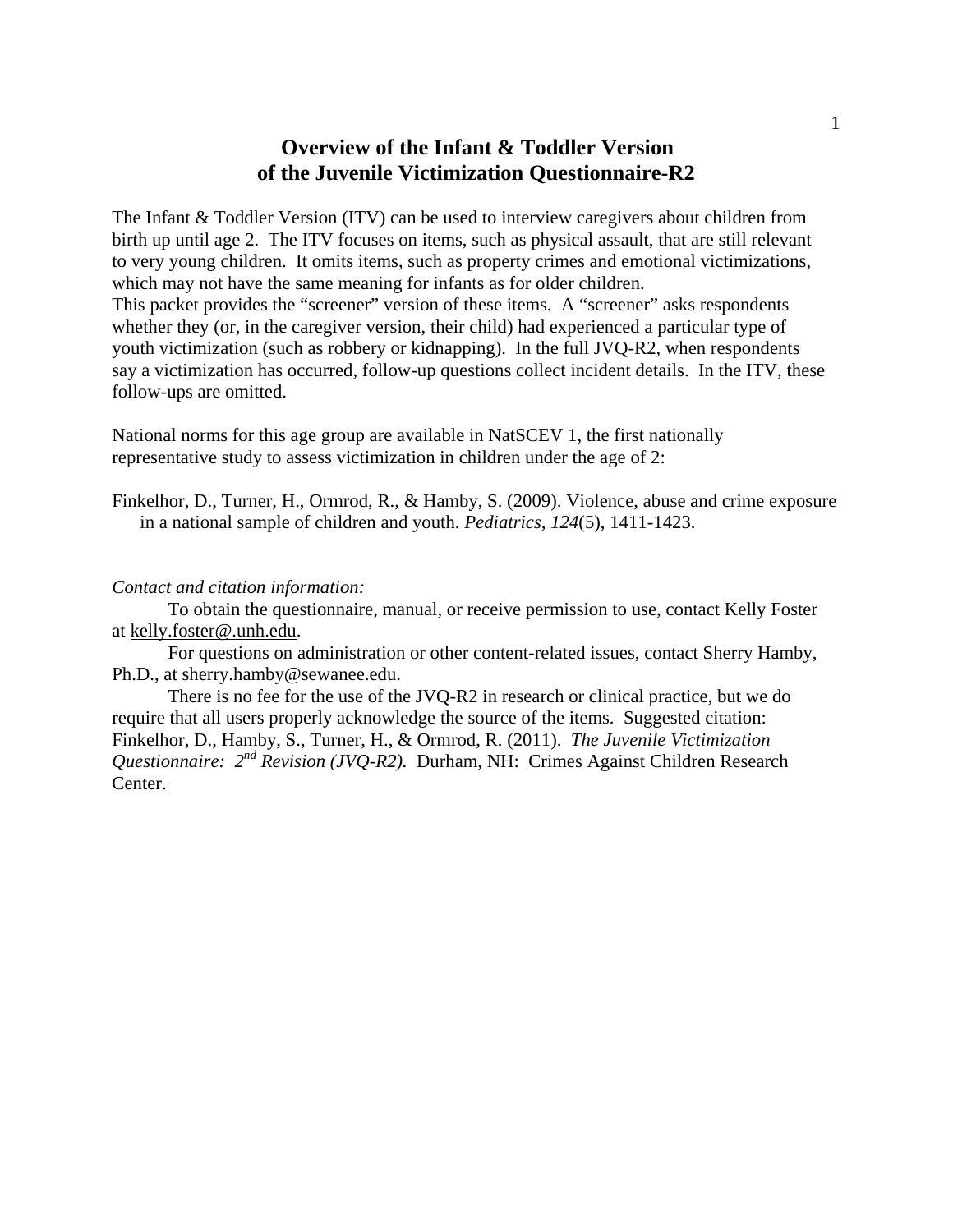# Overview of the Infant & Toddler Version of the Juvenile Victimization Questionnaire-R2

The Infant & Toddler Version (ITV) can be used to interview caregivers about children from birth up until age 2. The ITV focuses on items, such as physical assault, that are still relevant to very young children. It omits items, such as property crimes and emotional victimizations, which may not have the same meaning for infants as for older children.
This packet provides the "screener" version of these items. A "screener" asks respondents whether they (or, in the caregiver version, their child) had experienced a particular type of youth victimization (such as robbery or kidnapping). In the full JVQ-R2, when respondents say a victimization has occurred, follow-up questions collect incident details. In the ITV, these follow-ups are omitted.

National norms for this age group are available in NatSCEV 1, the first nationally representative study to assess victimization in children under the age of 2:

Finkelhor, D., Turner, H., Ormrod, R., & Hamby, S. (2009). Violence, abuse and crime exposure in a national sample of children and youth. *Pediatrics*, *124*(5), 1411-1423.

*Contact and citation information:*

To obtain the questionnaire, manual, or receive permission to use, contact Kelly Foster at kelly.foster@.unh.edu.

For questions on administration or other content-related issues, contact Sherry Hamby, Ph.D., at sherry.hamby@sewanee.edu.

There is no fee for the use of the JVQ-R2 in research or clinical practice, but we do require that all users properly acknowledge the source of the items. Suggested citation: Finkelhor, D., Hamby, S., Turner, H., & Ormrod, R. (2011). *The Juvenile Victimization Questionnaire: 2nd Revision (JVQ-R2).* Durham, NH: Crimes Against Children Research Center.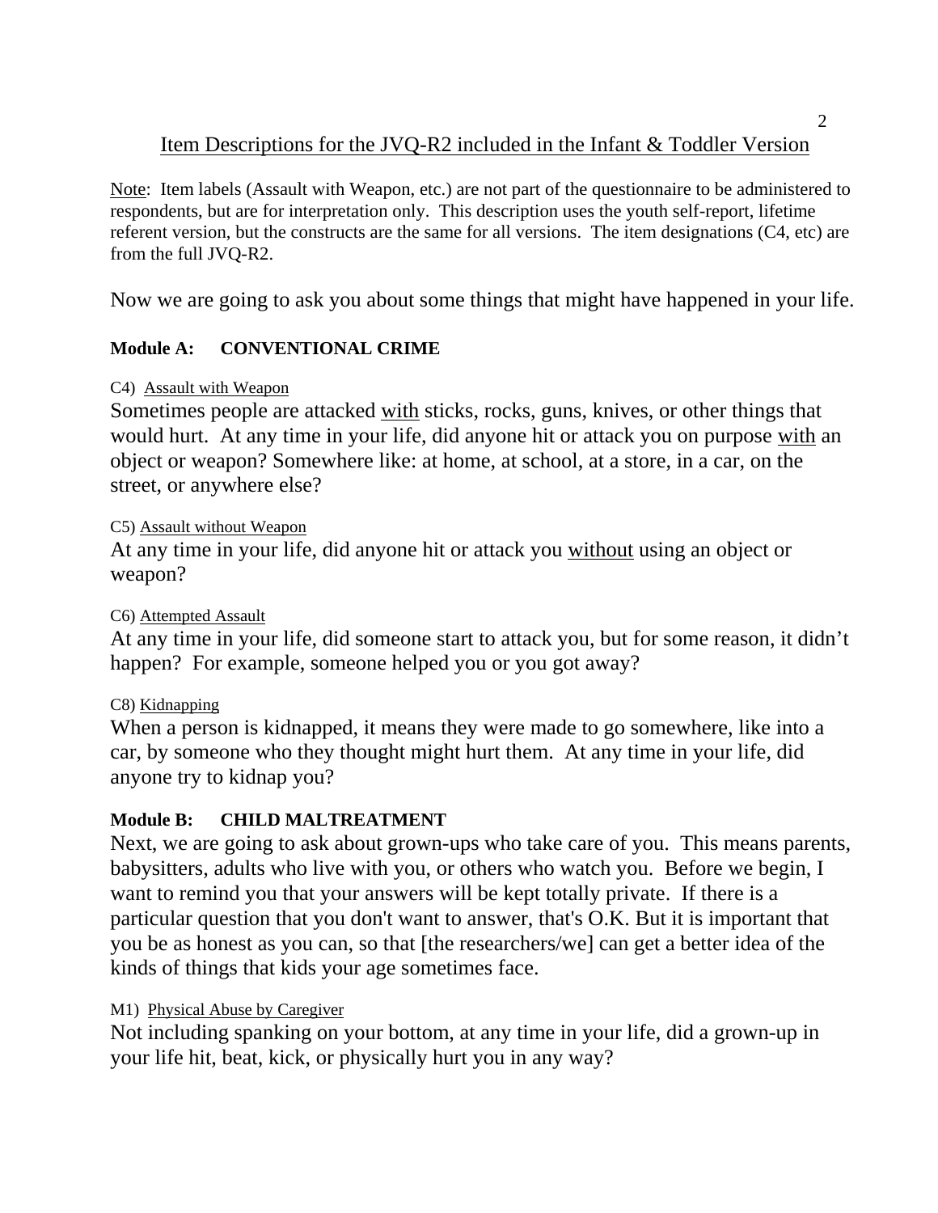## Item Descriptions for the JVQ-R2 included in the Infant & Toddler Version

Note: Item labels (Assault with Weapon, etc.) are not part of the questionnaire to be administered to respondents, but are for interpretation only. This description uses the youth self-report, lifetime referent version, but the constructs are the same for all versions. The item designations (C4, etc) are from the full JVQ-R2.

Now we are going to ask you about some things that might have happened in your life.

### Module A: CONVENTIONAL CRIME

C4) Assault with Weapon

Sometimes people are attacked with sticks, rocks, guns, knives, or other things that would hurt. At any time in your life, did anyone hit or attack you on purpose with an object or weapon? Somewhere like: at home, at school, at a store, in a car, on the street, or anywhere else?

C5) Assault without Weapon

At any time in your life, did anyone hit or attack you without using an object or weapon?

C6) Attempted Assault

At any time in your life, did someone start to attack you, but for some reason, it didn't happen? For example, someone helped you or you got away?

C8) Kidnapping

When a person is kidnapped, it means they were made to go somewhere, like into a car, by someone who they thought might hurt them. At any time in your life, did anyone try to kidnap you?

### Module B: CHILD MALTREATMENT

Next, we are going to ask about grown-ups who take care of you. This means parents, babysitters, adults who live with you, or others who watch you. Before we begin, I want to remind you that your answers will be kept totally private. If there is a particular question that you don't want to answer, that's O.K. But it is important that you be as honest as you can, so that [the researchers/we] can get a better idea of the kinds of things that kids your age sometimes face.

M1) Physical Abuse by Caregiver

Not including spanking on your bottom, at any time in your life, did a grown-up in your life hit, beat, kick, or physically hurt you in any way?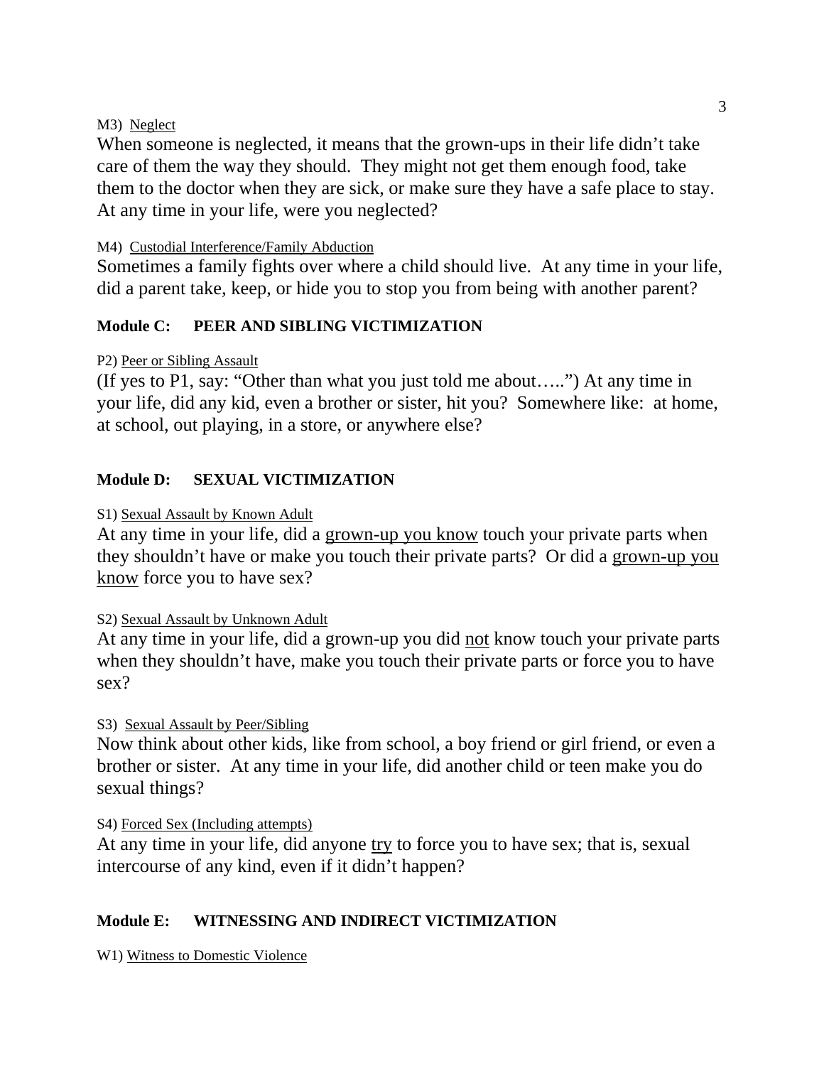M3) <u>Neglect</u>

When someone is neglected, it means that the grown-ups in their life didn't take care of them the way they should. They might not get them enough food, take them to the doctor when they are sick, or make sure they have a safe place to stay. At any time in your life, were you neglected?

M4) <u>Custodial Interference/Family Abduction</u>

Sometimes a family fights over where a child should live. At any time in your life, did a parent take, keep, or hide you to stop you from being with another parent?

**Module C: PEER AND SIBLING VICTIMIZATION**

P2) <u>Peer or Sibling Assault</u>

(If yes to P1, say: "Other than what you just told me about…..") At any time in your life, did any kid, even a brother or sister, hit you? Somewhere like: at home, at school, out playing, in a store, or anywhere else?

**Module D: SEXUAL VICTIMIZATION**

S1) <u>Sexual Assault by Known Adult</u>

At any time in your life, did a <u>grown-up you know</u> touch your private parts when they shouldn't have or make you touch their private parts? Or did a <u>grown-up you know</u> force you to have sex?

S2) <u>Sexual Assault by Unknown Adult</u>

At any time in your life, did a grown-up you did <u>not</u> know touch your private parts when they shouldn't have, make you touch their private parts or force you to have sex?

S3) <u>Sexual Assault by Peer/Sibling</u>

Now think about other kids, like from school, a boy friend or girl friend, or even a brother or sister. At any time in your life, did another child or teen make you do sexual things?

S4) <u>Forced Sex (Including attempts)</u>

At any time in your life, did anyone <u>try</u> to force you to have sex; that is, sexual intercourse of any kind, even if it didn't happen?

**Module E: WITNESSING AND INDIRECT VICTIMIZATION**

W1) <u>Witness to Domestic Violence</u>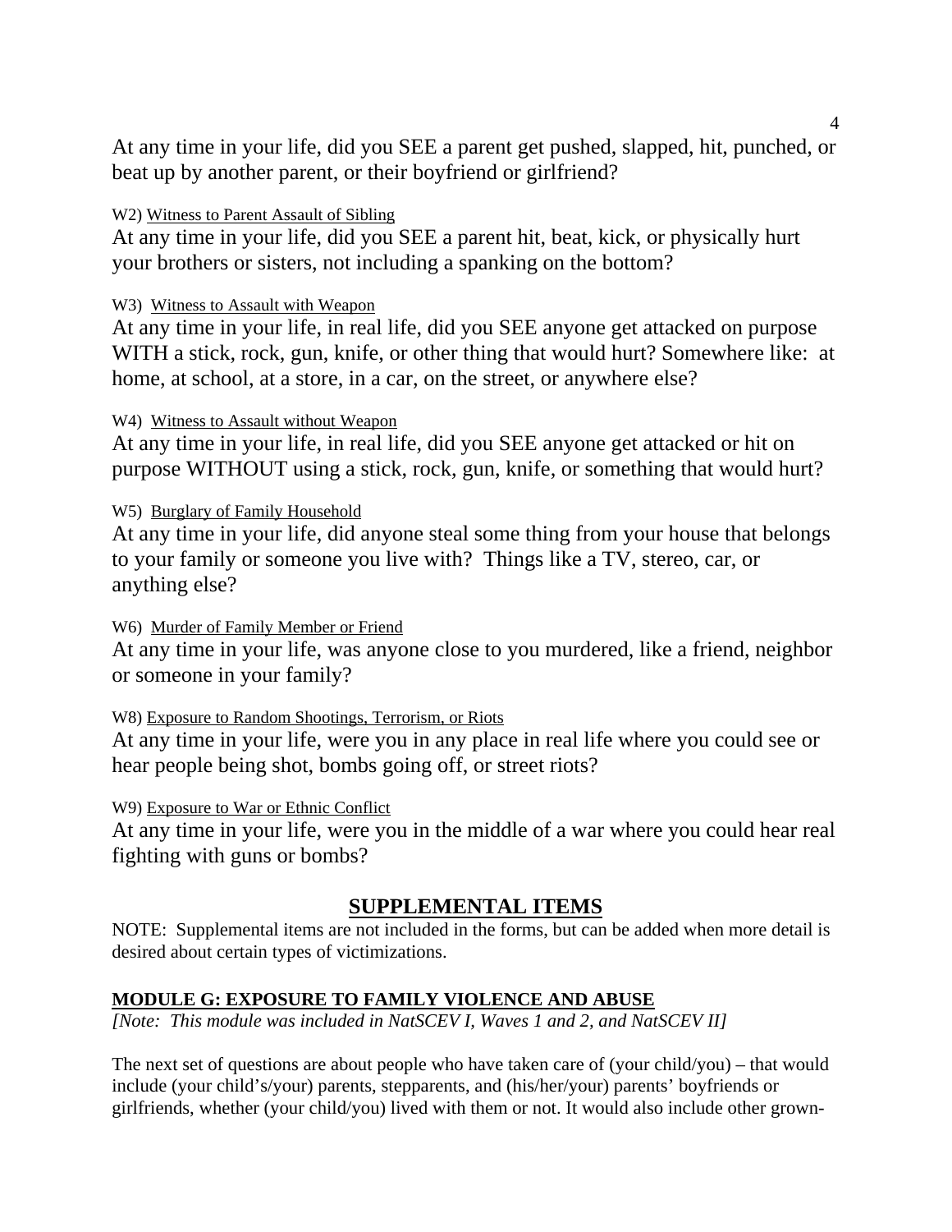At any time in your life, did you SEE a parent get pushed, slapped, hit, punched, or beat up by another parent, or their boyfriend or girlfriend?

W2) Witness to Parent Assault of Sibling

At any time in your life, did you SEE a parent hit, beat, kick, or physically hurt your brothers or sisters, not including a spanking on the bottom?

W3) Witness to Assault with Weapon

At any time in your life, in real life, did you SEE anyone get attacked on purpose WITH a stick, rock, gun, knife, or other thing that would hurt? Somewhere like: at home, at school, at a store, in a car, on the street, or anywhere else?

W4) Witness to Assault without Weapon

At any time in your life, in real life, did you SEE anyone get attacked or hit on purpose WITHOUT using a stick, rock, gun, knife, or something that would hurt?

W5) Burglary of Family Household

At any time in your life, did anyone steal some thing from your house that belongs to your family or someone you live with? Things like a TV, stereo, car, or anything else?

W6) Murder of Family Member or Friend

At any time in your life, was anyone close to you murdered, like a friend, neighbor or someone in your family?

W8) Exposure to Random Shootings, Terrorism, or Riots

At any time in your life, were you in any place in real life where you could see or hear people being shot, bombs going off, or street riots?

W9) Exposure to War or Ethnic Conflict

At any time in your life, were you in the middle of a war where you could hear real fighting with guns or bombs?

## SUPPLEMENTAL ITEMS

NOTE: Supplemental items are not included in the forms, but can be added when more detail is desired about certain types of victimizations.

### MODULE G: EXPOSURE TO FAMILY VIOLENCE AND ABUSE

*[Note: This module was included in NatSCEV I, Waves 1 and 2, and NatSCEV II]*

The next set of questions are about people who have taken care of (your child/you) – that would include (your child's/your) parents, stepparents, and (his/her/your) parents' boyfriends or girlfriends, whether (your child/you) lived with them or not. It would also include other grown-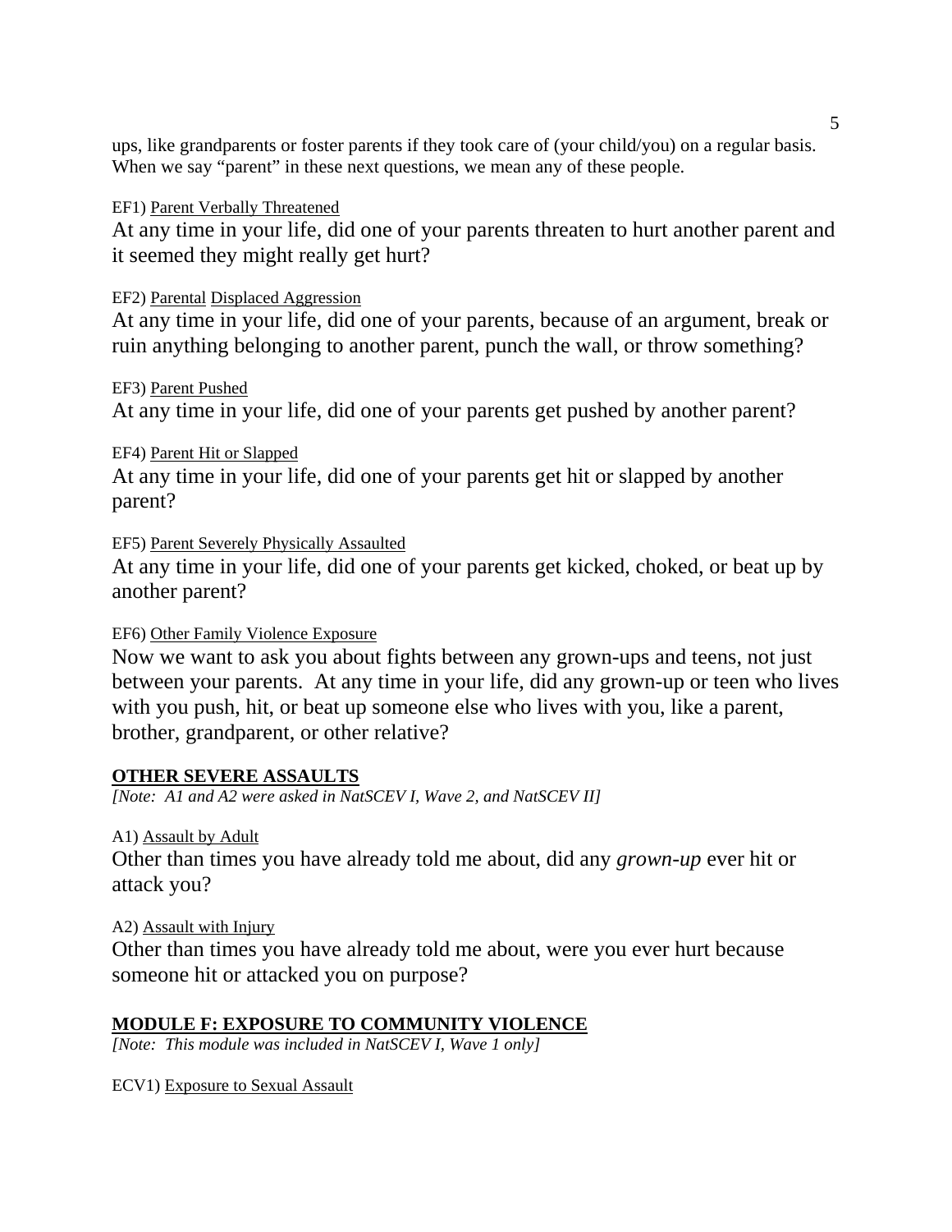ups, like grandparents or foster parents if they took care of (your child/you) on a regular basis. When we say "parent" in these next questions, we mean any of these people.

EF1) Parent Verbally Threatened

At any time in your life, did one of your parents threaten to hurt another parent and it seemed they might really get hurt?

EF2) Parental Displaced Aggression

At any time in your life, did one of your parents, because of an argument, break or ruin anything belonging to another parent, punch the wall, or throw something?

EF3) Parent Pushed

At any time in your life, did one of your parents get pushed by another parent?

EF4) Parent Hit or Slapped

At any time in your life, did one of your parents get hit or slapped by another parent?

EF5) Parent Severely Physically Assaulted

At any time in your life, did one of your parents get kicked, choked, or beat up by another parent?

EF6) Other Family Violence Exposure

Now we want to ask you about fights between any grown-ups and teens, not just between your parents. At any time in your life, did any grown-up or teen who lives with you push, hit, or beat up someone else who lives with you, like a parent, brother, grandparent, or other relative?

## OTHER SEVERE ASSAULTS

*[Note: A1 and A2 were asked in NatSCEV I, Wave 2, and NatSCEV II]*

A1) Assault by Adult

Other than times you have already told me about, did any *grown-up* ever hit or attack you?

A2) Assault with Injury

Other than times you have already told me about, were you ever hurt because someone hit or attacked you on purpose?

## MODULE F: EXPOSURE TO COMMUNITY VIOLENCE

*[Note: This module was included in NatSCEV I, Wave 1 only]*

ECV1) Exposure to Sexual Assault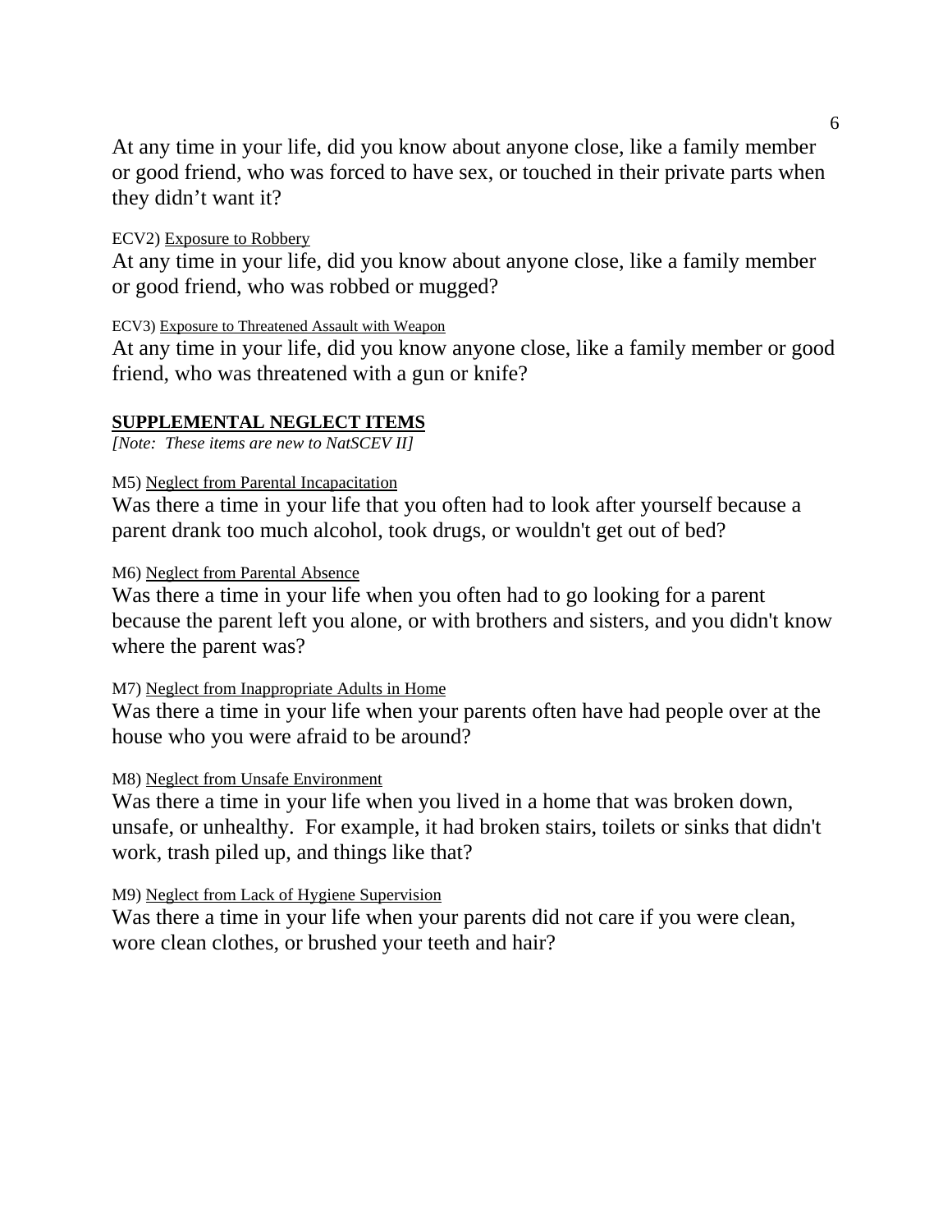At any time in your life, did you know about anyone close, like a family member or good friend, who was forced to have sex, or touched in their private parts when they didn't want it?

ECV2) Exposure to Robbery

At any time in your life, did you know about anyone close, like a family member or good friend, who was robbed or mugged?

ECV3) Exposure to Threatened Assault with Weapon

At any time in your life, did you know anyone close, like a family member or good friend, who was threatened with a gun or knife?

## SUPPLEMENTAL NEGLECT ITEMS

*[Note: These items are new to NatSCEV II]*

M5) Neglect from Parental Incapacitation

Was there a time in your life that you often had to look after yourself because a parent drank too much alcohol, took drugs, or wouldn't get out of bed?

M6) Neglect from Parental Absence

Was there a time in your life when you often had to go looking for a parent because the parent left you alone, or with brothers and sisters, and you didn't know where the parent was?

M7) Neglect from Inappropriate Adults in Home

Was there a time in your life when your parents often have had people over at the house who you were afraid to be around?

M8) Neglect from Unsafe Environment

Was there a time in your life when you lived in a home that was broken down, unsafe, or unhealthy. For example, it had broken stairs, toilets or sinks that didn't work, trash piled up, and things like that?

M9) Neglect from Lack of Hygiene Supervision

Was there a time in your life when your parents did not care if you were clean, wore clean clothes, or brushed your teeth and hair?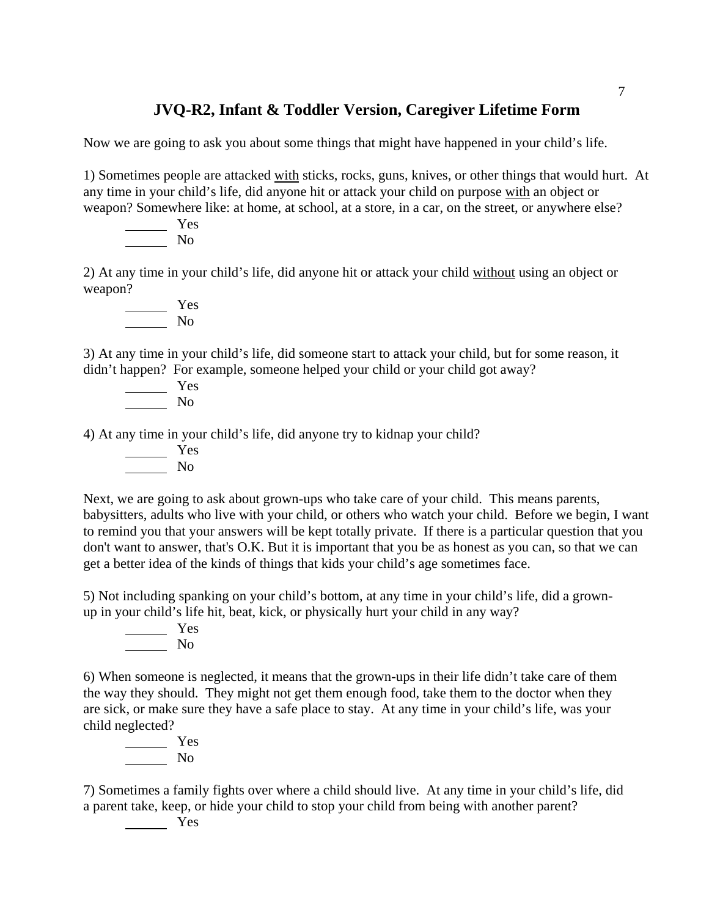## JVQ-R2, Infant & Toddler Version, Caregiver Lifetime Form

Now we are going to ask you about some things that might have happened in your child's life.

1) Sometimes people are attacked with sticks, rocks, guns, knives, or other things that would hurt. At any time in your child's life, did anyone hit or attack your child on purpose with an object or weapon? Somewhere like: at home, at school, at a store, in a car, on the street, or anywhere else?

______ Yes
______ No

2) At any time in your child's life, did anyone hit or attack your child without using an object or weapon?

______ Yes
______ No

3) At any time in your child's life, did someone start to attack your child, but for some reason, it didn't happen? For example, someone helped your child or your child got away?

______ Yes
______ No

4) At any time in your child's life, did anyone try to kidnap your child?

______ Yes
______ No

Next, we are going to ask about grown-ups who take care of your child. This means parents, babysitters, adults who live with your child, or others who watch your child. Before we begin, I want to remind you that your answers will be kept totally private. If there is a particular question that you don't want to answer, that's O.K. But it is important that you be as honest as you can, so that we can get a better idea of the kinds of things that kids your child's age sometimes face.

5) Not including spanking on your child's bottom, at any time in your child's life, did a grown-up in your child's life hit, beat, kick, or physically hurt your child in any way?

______ Yes
______ No

6) When someone is neglected, it means that the grown-ups in their life didn't take care of them the way they should. They might not get them enough food, take them to the doctor when they are sick, or make sure they have a safe place to stay. At any time in your child's life, was your child neglected?

______ Yes
______ No

7) Sometimes a family fights over where a child should live. At any time in your child's life, did a parent take, keep, or hide your child to stop your child from being with another parent?

______ Yes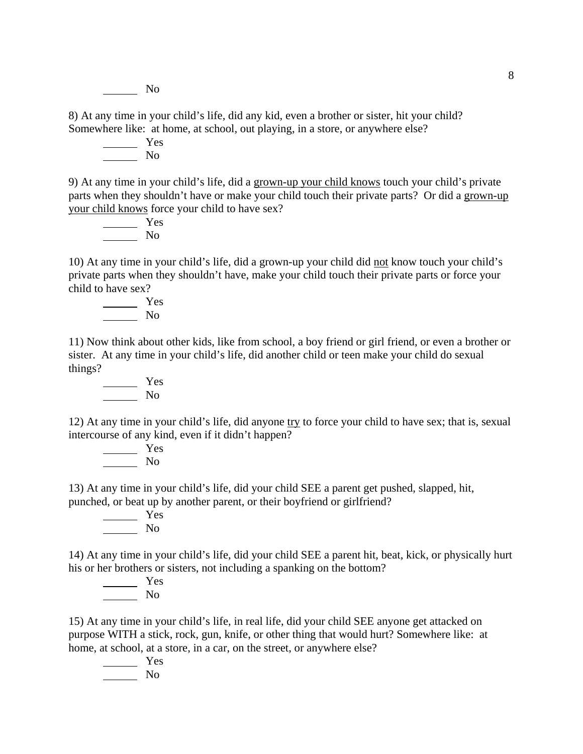\_\_\_\_\_\_ No

8) At any time in your child's life, did any kid, even a brother or sister, hit your child? Somewhere like: at home, at school, out playing, in a store, or anywhere else?

\_\_\_\_\_\_ Yes
\_\_\_\_\_\_ No

9) At any time in your child's life, did a <u>grown-up your child knows</u> touch your child's private parts when they shouldn't have or make your child touch their private parts? Or did a <u>grown-up your child knows</u> force your child to have sex?

\_\_\_\_\_\_ Yes
\_\_\_\_\_\_ No

10) At any time in your child's life, did a grown-up your child did <u>not</u> know touch your child's private parts when they shouldn't have, make your child touch their private parts or force your child to have sex?

\_\_\_\_\_\_ Yes
\_\_\_\_\_\_ No

11) Now think about other kids, like from school, a boy friend or girl friend, or even a brother or sister. At any time in your child's life, did another child or teen make your child do sexual things?

\_\_\_\_\_\_ Yes
\_\_\_\_\_\_ No

12) At any time in your child's life, did anyone <u>try</u> to force your child to have sex; that is, sexual intercourse of any kind, even if it didn't happen?

\_\_\_\_\_\_ Yes
\_\_\_\_\_\_ No

13) At any time in your child's life, did your child SEE a parent get pushed, slapped, hit, punched, or beat up by another parent, or their boyfriend or girlfriend?

\_\_\_\_\_\_ Yes
\_\_\_\_\_\_ No

14) At any time in your child's life, did your child SEE a parent hit, beat, kick, or physically hurt his or her brothers or sisters, not including a spanking on the bottom?

\_\_\_\_\_\_ Yes
\_\_\_\_\_\_ No

15) At any time in your child's life, in real life, did your child SEE anyone get attacked on purpose WITH a stick, rock, gun, knife, or other thing that would hurt? Somewhere like: at home, at school, at a store, in a car, on the street, or anywhere else?

\_\_\_\_\_\_ Yes
\_\_\_\_\_\_ No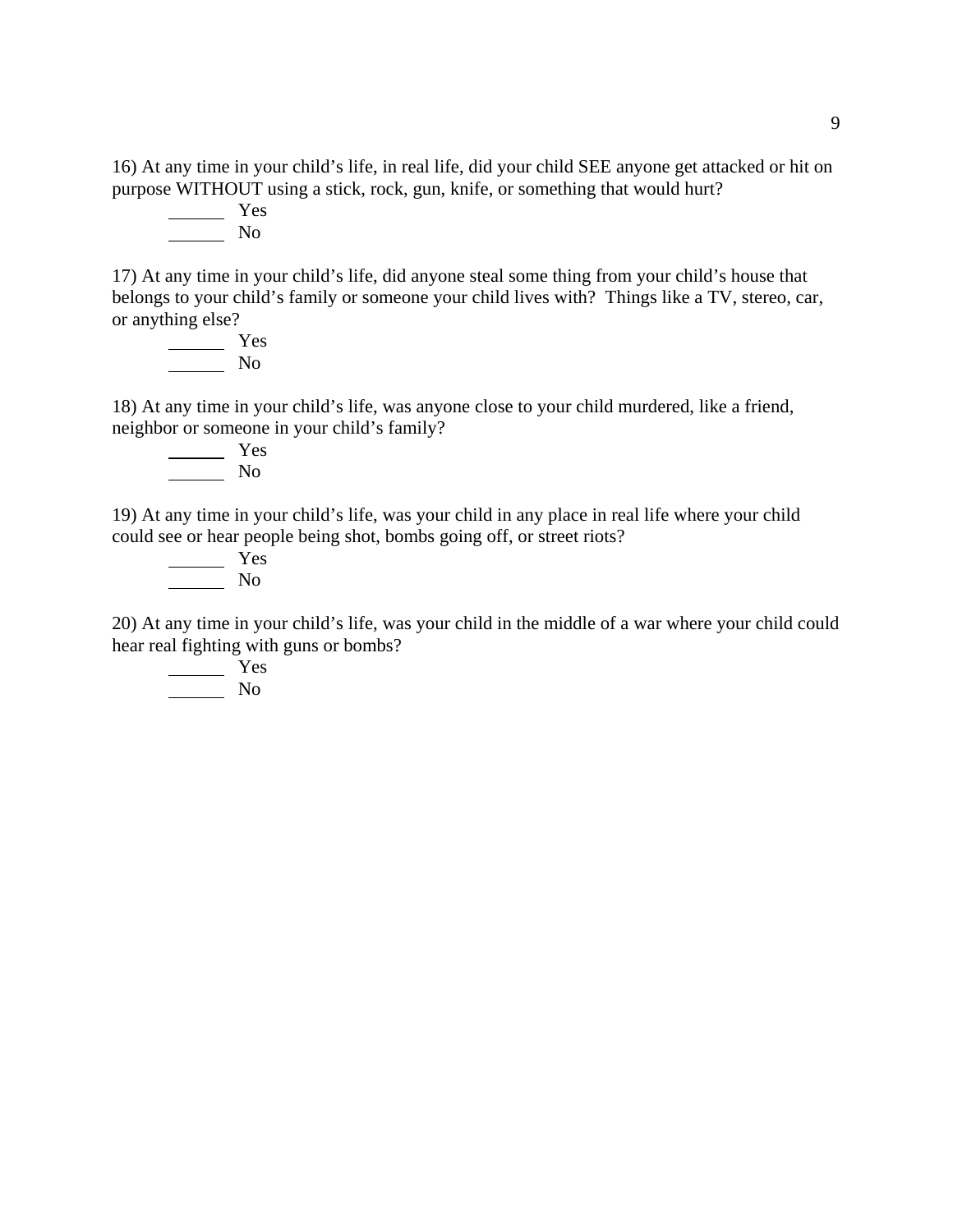16) At any time in your child's life, in real life, did your child SEE anyone get attacked or hit on purpose WITHOUT using a stick, rock, gun, knife, or something that would hurt?

______ Yes
______ No

17) At any time in your child's life, did anyone steal some thing from your child's house that belongs to your child's family or someone your child lives with? Things like a TV, stereo, car, or anything else?

______ Yes
______ No

18) At any time in your child's life, was anyone close to your child murdered, like a friend, neighbor or someone in your child's family?

______ Yes
______ No

19) At any time in your child's life, was your child in any place in real life where your child could see or hear people being shot, bombs going off, or street riots?

______ Yes
______ No

20) At any time in your child's life, was your child in the middle of a war where your child could hear real fighting with guns or bombs?

______ Yes
______ No